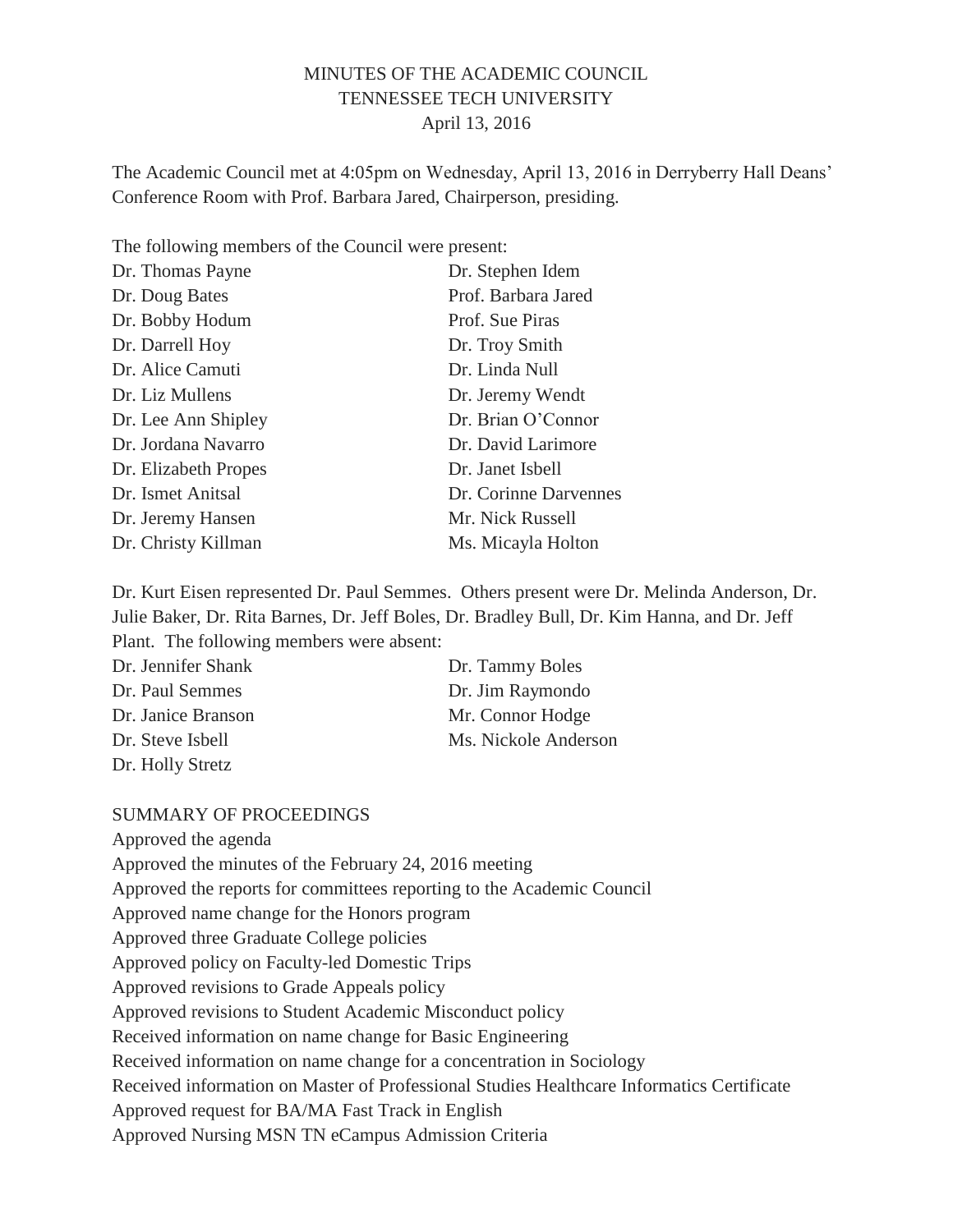# MINUTES OF THE ACADEMIC COUNCIL
## TENNESSEE TECH UNIVERSITY
### April 13, 2016

The Academic Council met at 4:05pm on Wednesday, April 13, 2016 in Derryberry Hall Deans' Conference Room with Prof. Barbara Jared, Chairperson, presiding.

The following members of the Council were present:

| | |
|---|---|
| Dr. Thomas Payne | Dr. Stephen Idem |
| Dr. Doug Bates | Prof. Barbara Jared |
| Dr. Bobby Hodum | Prof. Sue Piras |
| Dr. Darrell Hoy | Dr. Troy Smith |
| Dr. Alice Camuti | Dr. Linda Null |
| Dr. Liz Mullens | Dr. Jeremy Wendt |
| Dr. Lee Ann Shipley | Dr. Brian O'Connor |
| Dr. Jordana Navarro | Dr. David Larimore |
| Dr. Elizabeth Propes | Dr. Janet Isbell |
| Dr. Ismet Anitsal | Dr. Corinne Darvennes |
| Dr. Jeremy Hansen | Mr. Nick Russell |
| Dr. Christy Killman | Ms. Micayla Holton |

Dr. Kurt Eisen represented Dr. Paul Semmes. Others present were Dr. Melinda Anderson, Dr. Julie Baker, Dr. Rita Barnes, Dr. Jeff Boles, Dr. Bradley Bull, Dr. Kim Hanna, and Dr. Jeff Plant. The following members were absent:

| | |
|---|---|
| Dr. Jennifer Shank | Dr. Tammy Boles |
| Dr. Paul Semmes | Dr. Jim Raymondo |
| Dr. Janice Branson | Mr. Connor Hodge |
| Dr. Steve Isbell | Ms. Nickole Anderson |
| Dr. Holly Stretz | |

SUMMARY OF PROCEEDINGS

Approved the agenda  
Approved the minutes of the February 24, 2016 meeting  
Approved the reports for committees reporting to the Academic Council  
Approved name change for the Honors program  
Approved three Graduate College policies  
Approved policy on Faculty-led Domestic Trips  
Approved revisions to Grade Appeals policy  
Approved revisions to Student Academic Misconduct policy  
Received information on name change for Basic Engineering  
Received information on name change for a concentration in Sociology  
Received information on Master of Professional Studies Healthcare Informatics Certificate  
Approved request for BA/MA Fast Track in English  
Approved Nursing MSN TN eCampus Admission Criteria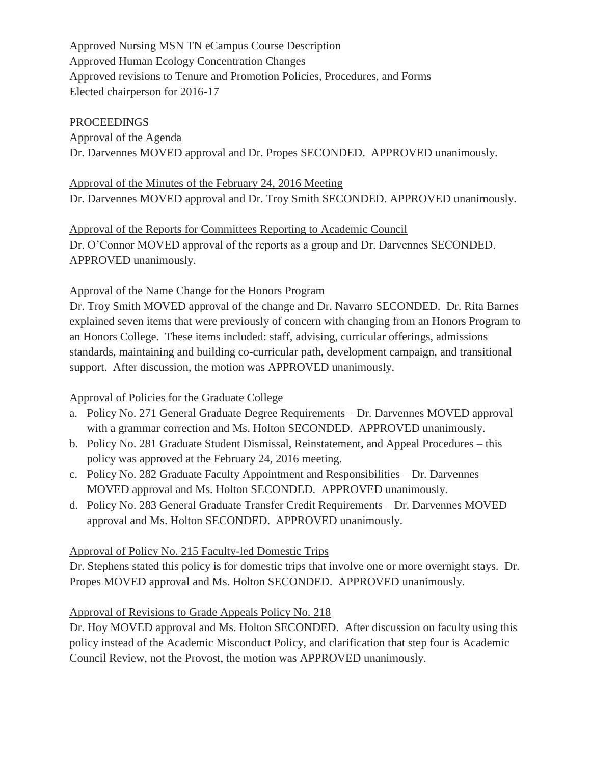Approved Nursing MSN TN eCampus Course Description
Approved Human Ecology Concentration Changes
Approved revisions to Tenure and Promotion Policies, Procedures, and Forms
Elected chairperson for 2016-17

PROCEEDINGS

Approval of the Agenda

Dr. Darvennes MOVED approval and Dr. Propes SECONDED. APPROVED unanimously.

Approval of the Minutes of the February 24, 2016 Meeting

Dr. Darvennes MOVED approval and Dr. Troy Smith SECONDED. APPROVED unanimously.

Approval of the Reports for Committees Reporting to Academic Council

Dr. O'Connor MOVED approval of the reports as a group and Dr. Darvennes SECONDED. APPROVED unanimously.

Approval of the Name Change for the Honors Program

Dr. Troy Smith MOVED approval of the change and Dr. Navarro SECONDED. Dr. Rita Barnes explained seven items that were previously of concern with changing from an Honors Program to an Honors College. These items included: staff, advising, curricular offerings, admissions standards, maintaining and building co-curricular path, development campaign, and transitional support. After discussion, the motion was APPROVED unanimously.

Approval of Policies for the Graduate College

a. Policy No. 271 General Graduate Degree Requirements – Dr. Darvennes MOVED approval with a grammar correction and Ms. Holton SECONDED. APPROVED unanimously.
b. Policy No. 281 Graduate Student Dismissal, Reinstatement, and Appeal Procedures – this policy was approved at the February 24, 2016 meeting.
c. Policy No. 282 Graduate Faculty Appointment and Responsibilities – Dr. Darvennes MOVED approval and Ms. Holton SECONDED. APPROVED unanimously.
d. Policy No. 283 General Graduate Transfer Credit Requirements – Dr. Darvennes MOVED approval and Ms. Holton SECONDED. APPROVED unanimously.

Approval of Policy No. 215 Faculty-led Domestic Trips

Dr. Stephens stated this policy is for domestic trips that involve one or more overnight stays. Dr. Propes MOVED approval and Ms. Holton SECONDED. APPROVED unanimously.

Approval of Revisions to Grade Appeals Policy No. 218

Dr. Hoy MOVED approval and Ms. Holton SECONDED. After discussion on faculty using this policy instead of the Academic Misconduct Policy, and clarification that step four is Academic Council Review, not the Provost, the motion was APPROVED unanimously.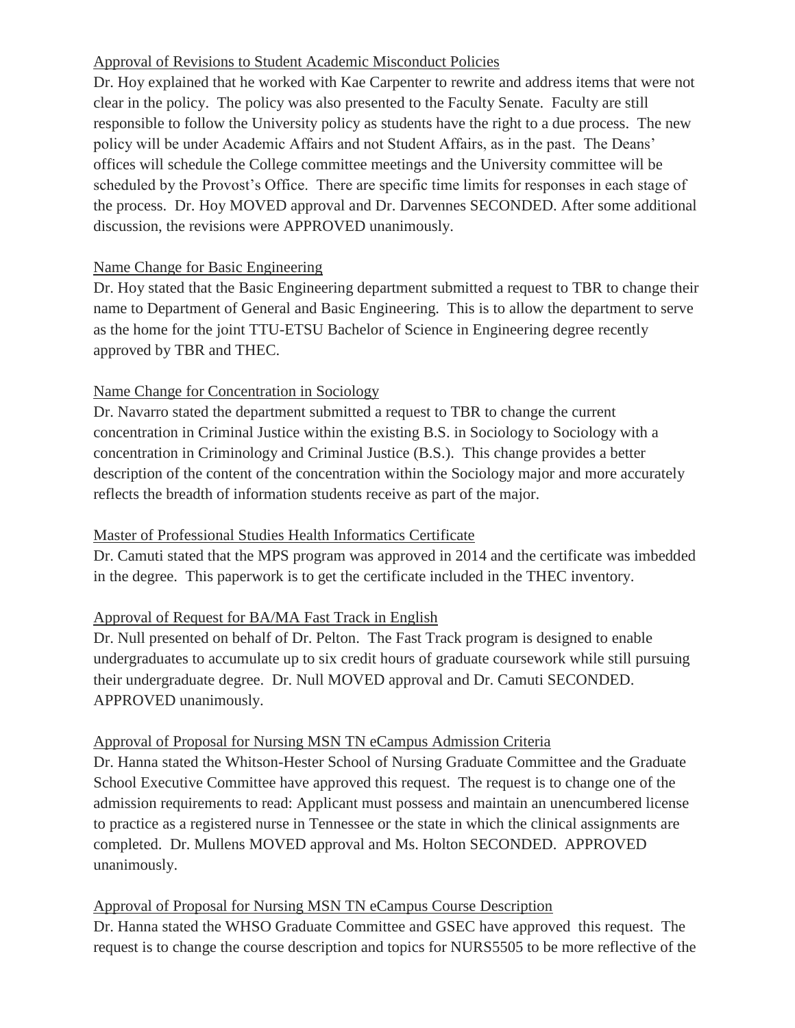Approval of Revisions to Student Academic Misconduct Policies

Dr. Hoy explained that he worked with Kae Carpenter to rewrite and address items that were not clear in the policy. The policy was also presented to the Faculty Senate. Faculty are still responsible to follow the University policy as students have the right to a due process. The new policy will be under Academic Affairs and not Student Affairs, as in the past. The Deans' offices will schedule the College committee meetings and the University committee will be scheduled by the Provost's Office. There are specific time limits for responses in each stage of the process. Dr. Hoy MOVED approval and Dr. Darvennes SECONDED. After some additional discussion, the revisions were APPROVED unanimously.

Name Change for Basic Engineering

Dr. Hoy stated that the Basic Engineering department submitted a request to TBR to change their name to Department of General and Basic Engineering. This is to allow the department to serve as the home for the joint TTU-ETSU Bachelor of Science in Engineering degree recently approved by TBR and THEC.

Name Change for Concentration in Sociology

Dr. Navarro stated the department submitted a request to TBR to change the current concentration in Criminal Justice within the existing B.S. in Sociology to Sociology with a concentration in Criminology and Criminal Justice (B.S.). This change provides a better description of the content of the concentration within the Sociology major and more accurately reflects the breadth of information students receive as part of the major.

Master of Professional Studies Health Informatics Certificate

Dr. Camuti stated that the MPS program was approved in 2014 and the certificate was imbedded in the degree. This paperwork is to get the certificate included in the THEC inventory.

Approval of Request for BA/MA Fast Track in English

Dr. Null presented on behalf of Dr. Pelton. The Fast Track program is designed to enable undergraduates to accumulate up to six credit hours of graduate coursework while still pursuing their undergraduate degree. Dr. Null MOVED approval and Dr. Camuti SECONDED. APPROVED unanimously.

Approval of Proposal for Nursing MSN TN eCampus Admission Criteria

Dr. Hanna stated the Whitson-Hester School of Nursing Graduate Committee and the Graduate School Executive Committee have approved this request. The request is to change one of the admission requirements to read: Applicant must possess and maintain an unencumbered license to practice as a registered nurse in Tennessee or the state in which the clinical assignments are completed. Dr. Mullens MOVED approval and Ms. Holton SECONDED. APPROVED unanimously.

Approval of Proposal for Nursing MSN TN eCampus Course Description

Dr. Hanna stated the WHSO Graduate Committee and GSEC have approved this request. The request is to change the course description and topics for NURS5505 to be more reflective of the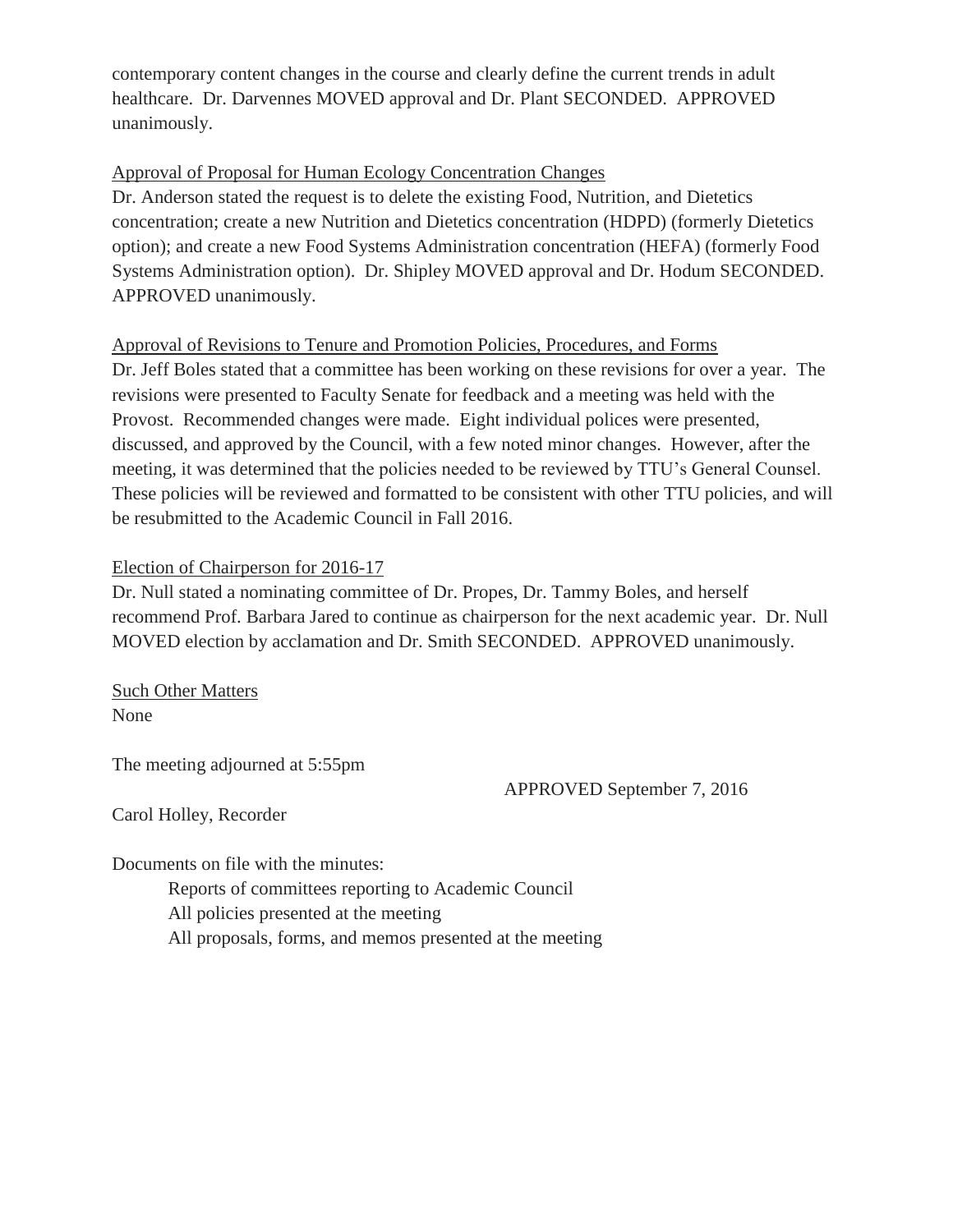contemporary content changes in the course and clearly define the current trends in adult healthcare. Dr. Darvennes MOVED approval and Dr. Plant SECONDED. APPROVED unanimously.

<u>Approval of Proposal for Human Ecology Concentration Changes</u>

Dr. Anderson stated the request is to delete the existing Food, Nutrition, and Dietetics concentration; create a new Nutrition and Dietetics concentration (HDPD) (formerly Dietetics option); and create a new Food Systems Administration concentration (HEFA) (formerly Food Systems Administration option). Dr. Shipley MOVED approval and Dr. Hodum SECONDED. APPROVED unanimously.

<u>Approval of Revisions to Tenure and Promotion Policies, Procedures, and Forms</u>

Dr. Jeff Boles stated that a committee has been working on these revisions for over a year. The revisions were presented to Faculty Senate for feedback and a meeting was held with the Provost. Recommended changes were made. Eight individual polices were presented, discussed, and approved by the Council, with a few noted minor changes. However, after the meeting, it was determined that the policies needed to be reviewed by TTU's General Counsel. These policies will be reviewed and formatted to be consistent with other TTU policies, and will be resubmitted to the Academic Council in Fall 2016.

<u>Election of Chairperson for 2016-17</u>

Dr. Null stated a nominating committee of Dr. Propes, Dr. Tammy Boles, and herself recommend Prof. Barbara Jared to continue as chairperson for the next academic year. Dr. Null MOVED election by acclamation and Dr. Smith SECONDED. APPROVED unanimously.

<u>Such Other Matters</u>

None

The meeting adjourned at 5:55pm

APPROVED September 7, 2016

Carol Holley, Recorder

Documents on file with the minutes:

- Reports of committees reporting to Academic Council
- All policies presented at the meeting
- All proposals, forms, and memos presented at the meeting